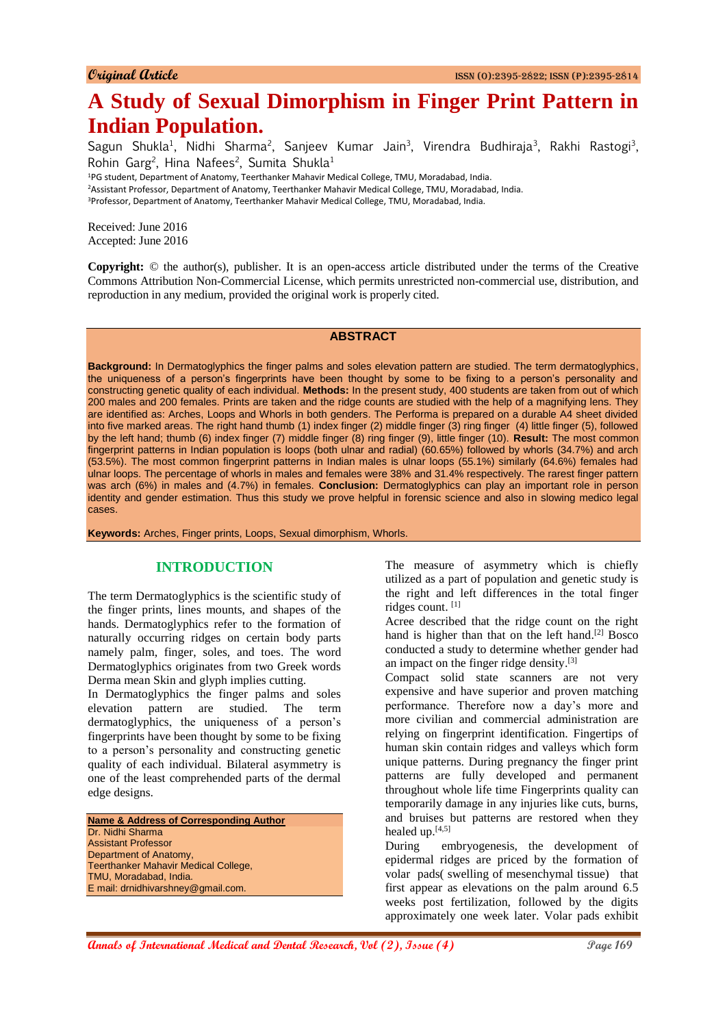Original Article

# A Study of Sexual Dimorphism in Finger Print Pattern in Indian Population.

Sagun Shukla[1], Nidhi Sharma[2], Sanjeev Kumar Jain[3], Virendra Budhiraja[3], Rakhi Rastogi[3], Rohin Garg[2], Hina Nafees[2], Sumita Shukla[1]

[1]PG student, Department of Anatomy, Teerthanker Mahavir Medical College, TMU, Moradabad, India.
[2]Assistant Professor, Department of Anatomy, Teerthanker Mahavir Medical College, TMU, Moradabad, India.
[3]Professor, Department of Anatomy, Teerthanker Mahavir Medical College, TMU, Moradabad, India.

Received: June 2016
Accepted: June 2016

**Copyright:** © the author(s), publisher. It is an open-access article distributed under the terms of the Creative Commons Attribution Non-Commercial License, which permits unrestricted non-commercial use, distribution, and reproduction in any medium, provided the original work is properly cited.

## ABSTRACT

**Background:** In Dermatoglyphics the finger palms and soles elevation pattern are studied. The term dermatoglyphics, the uniqueness of a person's fingerprints have been thought by some to be fixing to a person's personality and constructing genetic quality of each individual. **Methods:** In the present study, 400 students are taken from out of which 200 males and 200 females. Prints are taken and the ridge counts are studied with the help of a magnifying lens. They are identified as: Arches, Loops and Whorls in both genders. The Performa is prepared on a durable A4 sheet divided into five marked areas. The right hand thumb (1) index finger (2) middle finger (3) ring finger (4) little finger (5), followed by the left hand; thumb (6) index finger (7) middle finger (8) ring finger (9), little finger (10). **Result:** The most common fingerprint patterns in Indian population is loops (both ulnar and radial) (60.65%) followed by whorls (34.7%) and arch (53.5%). The most common fingerprint patterns in Indian males is ulnar loops (55.1%) similarly (64.6%) females had ulnar loops. The percentage of whorls in males and females were 38% and 31.4% respectively. The rarest finger pattern was arch (6%) in males and (4.7%) in females. **Conclusion:** Dermatoglyphics can play an important role in person identity and gender estimation. Thus this study we prove helpful in forensic science and also in slowing medico legal cases.

**Keywords:** Arches, Finger prints, Loops, Sexual dimorphism, Whorls.

## INTRODUCTION

The term Dermatoglyphics is the scientific study of the finger prints, lines mounts, and shapes of the hands. Dermatoglyphics refer to the formation of naturally occurring ridges on certain body parts namely palm, finger, soles, and toes. The word Dermatoglyphics originates from two Greek words Derma mean Skin and glyph implies cutting.

In Dermatoglyphics the finger palms and soles elevation pattern are studied. The term dermatoglyphics, the uniqueness of a person's fingerprints have been thought by some to be fixing to a person's personality and constructing genetic quality of each individual. Bilateral asymmetry is one of the least comprehended parts of the dermal edge designs.

**Name & Address of Corresponding Author**
Dr. Nidhi Sharma
Assistant Professor
Department of Anatomy,
Teerthanker Mahavir Medical College,
TMU, Moradabad, India.
E mail: drnidhivarshney@gmail.com.

The measure of asymmetry which is chiefly utilized as a part of population and genetic study is the right and left differences in the total finger ridges count. [1]

Acree described that the ridge count on the right hand is higher than that on the left hand.[2] Bosco conducted a study to determine whether gender had an impact on the finger ridge density.[3]

Compact solid state scanners are not very expensive and have superior and proven matching performance. Therefore now a day's more and more civilian and commercial administration are relying on fingerprint identification. Fingertips of human skin contain ridges and valleys which form unique patterns. During pregnancy the finger print patterns are fully developed and permanent throughout whole life time Fingerprints quality can temporarily damage in any injuries like cuts, burns, and bruises but patterns are restored when they healed up.[4,5]

During embryogenesis, the development of epidermal ridges are priced by the formation of volar pads( swelling of mesenchymal tissue) that first appear as elevations on the palm around 6.5 weeks post fertilization, followed by the digits approximately one week later. Volar pads exhibit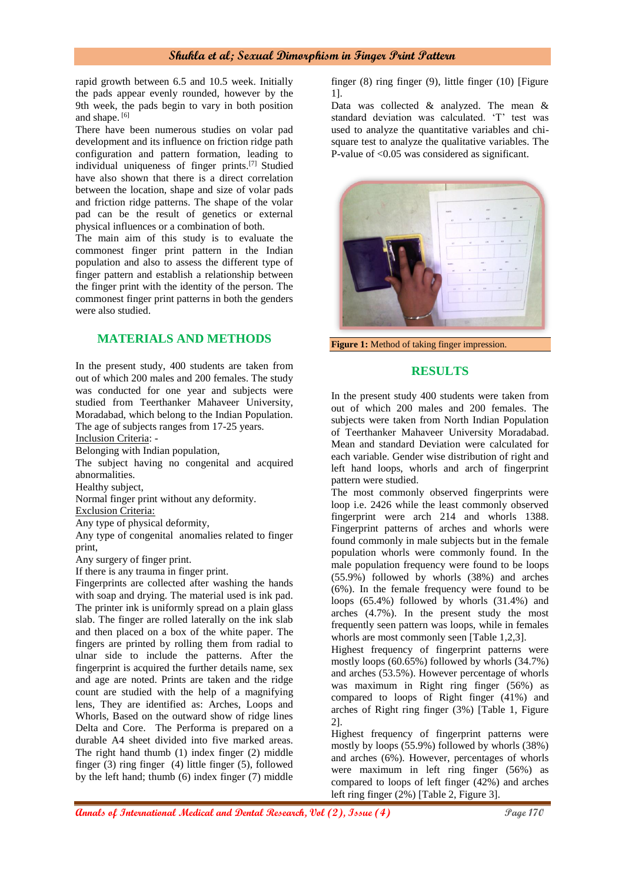rapid growth between 6.5 and 10.5 week. Initially the pads appear evenly rounded, however by the 9th week, the pads begin to vary in both position and shape. [6]

There have been numerous studies on volar pad development and its influence on friction ridge path configuration and pattern formation, leading to individual uniqueness of finger prints.[7] Studied have also shown that there is a direct correlation between the location, shape and size of volar pads and friction ridge patterns. The shape of the volar pad can be the result of genetics or external physical influences or a combination of both.

The main aim of this study is to evaluate the commonest finger print pattern in the Indian population and also to assess the different type of finger pattern and establish a relationship between the finger print with the identity of the person. The commonest finger print patterns in both the genders were also studied.

## MATERIALS AND METHODS

In the present study, 400 students are taken from out of which 200 males and 200 females. The study was conducted for one year and subjects were studied from Teerthanker Mahaveer University, Moradabad, which belong to the Indian Population. The age of subjects ranges from 17-25 years.

Inclusion Criteria: -

Belonging with Indian population,

The subject having no congenital and acquired abnormalities.

Healthy subject,

Normal finger print without any deformity.

Exclusion Criteria:

Any type of physical deformity,

Any type of congenital anomalies related to finger print,

Any surgery of finger print.

If there is any trauma in finger print.

Fingerprints are collected after washing the hands with soap and drying. The material used is ink pad. The printer ink is uniformly spread on a plain glass slab. The finger are rolled laterally on the ink slab and then placed on a box of the white paper. The fingers are printed by rolling them from radial to ulnar side to include the patterns. After the fingerprint is acquired the further details name, sex and age are noted. Prints are taken and the ridge count are studied with the help of a magnifying lens, They are identified as: Arches, Loops and Whorls, Based on the outward show of ridge lines Delta and Core. The Performa is prepared on a durable A4 sheet divided into five marked areas. The right hand thumb (1) index finger (2) middle finger (3) ring finger (4) little finger (5), followed by the left hand; thumb (6) index finger (7) middle finger (8) ring finger (9), little finger (10) [Figure 1].

Data was collected & analyzed. The mean & standard deviation was calculated. 'T' test was used to analyze the quantitative variables and chi-square test to analyze the qualitative variables. The P-value of <0.05 was considered as significant.

**Figure 1:** Method of taking finger impression.

## RESULTS

In the present study 400 students were taken from out of which 200 males and 200 females. The subjects were taken from North Indian Population of Teerthanker Mahaveer University Moradabad. Mean and standard Deviation were calculated for each variable. Gender wise distribution of right and left hand loops, whorls and arch of fingerprint pattern were studied.

The most commonly observed fingerprints were loop i.e. 2426 while the least commonly observed fingerprint were arch 214 and whorls 1388. Fingerprint patterns of arches and whorls were found commonly in male subjects but in the female population whorls were commonly found. In the male population frequency were found to be loops (55.9%) followed by whorls (38%) and arches (6%). In the female frequency were found to be loops (65.4%) followed by whorls (31.4%) and arches (4.7%). In the present study the most frequently seen pattern was loops, while in females whorls are most commonly seen [Table 1,2,3].

Highest frequency of fingerprint patterns were mostly loops (60.65%) followed by whorls (34.7%) and arches (53.5%). However percentage of whorls was maximum in Right ring finger (56%) as compared to loops of Right finger (41%) and arches of Right ring finger (3%) [Table 1, Figure 2].

Highest frequency of fingerprint patterns were mostly by loops (55.9%) followed by whorls (38%) and arches (6%). However, percentages of whorls were maximum in left ring finger (56%) as compared to loops of left finger (42%) and arches left ring finger (2%) [Table 2, Figure 3].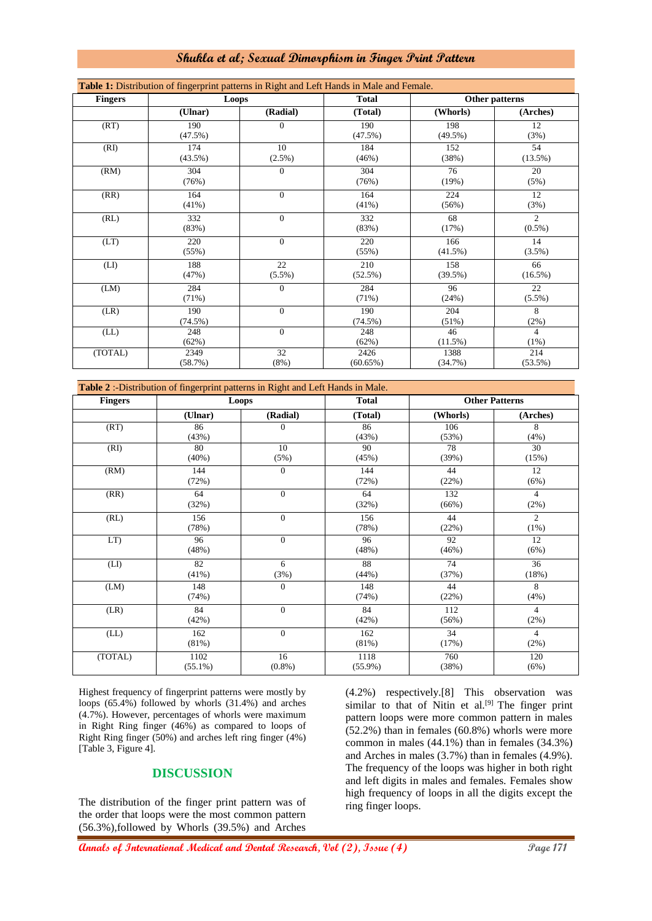**Table 1:** Distribution of fingerprint patterns in Right and Left Hands in Male and Female.

| Fingers | Loops | | Total | Other patterns | |
|---|---|---|---|---|---|
| | (Ulnar) | (Radial) | (Total) | (Whorls) | (Arches) |
| (RT) | 190 (47.5%) | 0 | 190 (47.5%) | 198 (49.5%) | 12 (3%) |
| (RI) | 174 (43.5%) | 10 (2.5%) | 184 (46%) | 152 (38%) | 54 (13.5%) |
| (RM) | 304 (76%) | 0 | 304 (76%) | 76 (19%) | 20 (5%) |
| (RR) | 164 (41%) | 0 | 164 (41%) | 224 (56%) | 12 (3%) |
| (RL) | 332 (83%) | 0 | 332 (83%) | 68 (17%) | 2 (0.5%) |
| (LT) | 220 (55%) | 0 | 220 (55%) | 166 (41.5%) | 14 (3.5%) |
| (LI) | 188 (47%) | 22 (5.5%) | 210 (52.5%) | 158 (39.5%) | 66 (16.5%) |
| (LM) | 284 (71%) | 0 | 284 (71%) | 96 (24%) | 22 (5.5%) |
| (LR) | 190 (74.5%) | 0 | 190 (74.5%) | 204 (51%) | 8 (2%) |
| (LL) | 248 (62%) | 0 | 248 (62%) | 46 (11.5%) | 4 (1%) |
| (TOTAL) | 2349 (58.7%) | 32 (8%) | 2426 (60.65%) | 1388 (34.7%) | 214 (53.5%) |

**Table 2** :-Distribution of fingerprint patterns in Right and Left Hands in Male.

| Fingers | Loops | | Total | Other Patterns | |
|---|---|---|---|---|---|
| | (Ulnar) | (Radial) | (Total) | (Whorls) | (Arches) |
| (RT) | 86 (43%) | 0 | 86 (43%) | 106 (53%) | 8 (4%) |
| (RI) | 80 (40%) | 10 (5%) | 90 (45%) | 78 (39%) | 30 (15%) |
| (RM) | 144 (72%) | 0 | 144 (72%) | 44 (22%) | 12 (6%) |
| (RR) | 64 (32%) | 0 | 64 (32%) | 132 (66%) | 4 (2%) |
| (RL) | 156 (78%) | 0 | 156 (78%) | 44 (22%) | 2 (1%) |
| LT) | 96 (48%) | 0 | 96 (48%) | 92 (46%) | 12 (6%) |
| (LI) | 82 (41%) | 6 (3%) | 88 (44%) | 74 (37%) | 36 (18%) |
| (LM) | 148 (74%) | 0 | 148 (74%) | 44 (22%) | 8 (4%) |
| (LR) | 84 (42%) | 0 | 84 (42%) | 112 (56%) | 4 (2%) |
| (LL) | 162 (81%) | 0 | 162 (81%) | 34 (17%) | 4 (2%) |
| (TOTAL) | 1102 (55.1%) | 16 (0.8%) | 1118 (55.9%) | 760 (38%) | 120 (6%) |

Highest frequency of fingerprint patterns were mostly by loops (65.4%) followed by whorls (31.4%) and arches (4.7%). However, percentages of whorls were maximum in Right Ring finger (46%) as compared to loops of Right Ring finger (50%) and arches left ring finger (4%) [Table 3, Figure 4].

## DISCUSSION

The distribution of the finger print pattern was of the order that loops were the most common pattern (56.3%),followed by Whorls (39.5%) and Arches (4.2%) respectively.[8] This observation was similar to that of Nitin et al.[9] The finger print pattern loops were more common pattern in males (52.2%) than in females (60.8%) whorls were more common in males (44.1%) than in females (34.3%) and Arches in males (3.7%) than in females (4.9%). The frequency of the loops was higher in both right and left digits in males and females. Females show high frequency of loops in all the digits except the ring finger loops.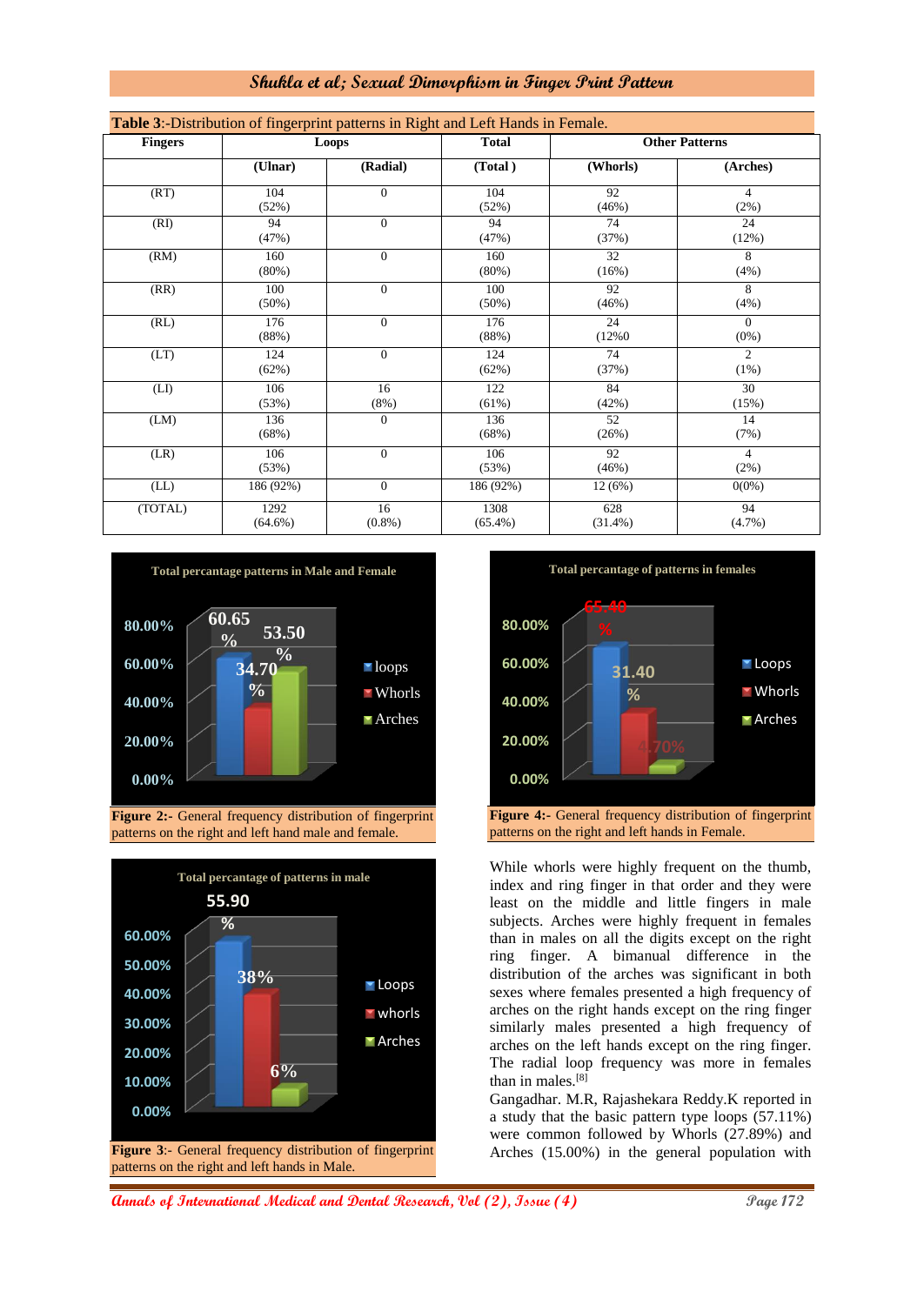**Table 3**:-Distribution of fingerprint patterns in Right and Left Hands in Female.

| Fingers | Loops | | Total | Other Patterns | |
|---|---|---|---|---|---|
| | (Ulnar) | (Radial) | (Total ) | (Whorls) | (Arches) |
| (RT) | 104 (52%) | 0 | 104 (52%) | 92 (46%) | 4 (2%) |
| (RI) | 94 (47%) | 0 | 94 (47%) | 74 (37%) | 24 (12%) |
| (RM) | 160 (80%) | 0 | 160 (80%) | 32 (16%) | 8 (4%) |
| (RR) | 100 (50%) | 0 | 100 (50%) | 92 (46%) | 8 (4%) |
| (RL) | 176 (88%) | 0 | 176 (88%) | 24 (12%0 | 0 (0%) |
| (LT) | 124 (62%) | 0 | 124 (62%) | 74 (37%) | 2 (1%) |
| (LI) | 106 (53%) | 16 (8%) | 122 (61%) | 84 (42%) | 30 (15%) |
| (LM) | 136 (68%) | 0 | 136 (68%) | 52 (26%) | 14 (7%) |
| (LR) | 106 (53%) | 0 | 106 (53%) | 92 (46%) | 4 (2%) |
| (LL) | 186 (92%) | 0 | 186 (92%) | 12 (6%) | 0(0%) |
| (TOTAL) | 1292 (64.6%) | 16 (0.8%) | 1308 (65.4%) | 628 (31.4%) | 94 (4.7%) |

**Figure 2:-** General frequency distribution of fingerprint patterns on the right and left hand male and female.

**Figure 3**:- General frequency distribution of fingerprint patterns on the right and left hands in Male.

**Figure 4:-** General frequency distribution of fingerprint patterns on the right and left hands in Female.

While whorls were highly frequent on the thumb, index and ring finger in that order and they were least on the middle and little fingers in male subjects. Arches were highly frequent in females than in males on all the digits except on the right ring finger. A bimanual difference in the distribution of the arches was significant in both sexes where females presented a high frequency of arches on the right hands except on the ring finger similarly males presented a high frequency of arches on the left hands except on the ring finger. The radial loop frequency was more in females than in males.[8]

Gangadhar. M.R, Rajashekara Reddy.K reported in a study that the basic pattern type loops (57.11%) were common followed by Whorls (27.89%) and Arches (15.00%) in the general population with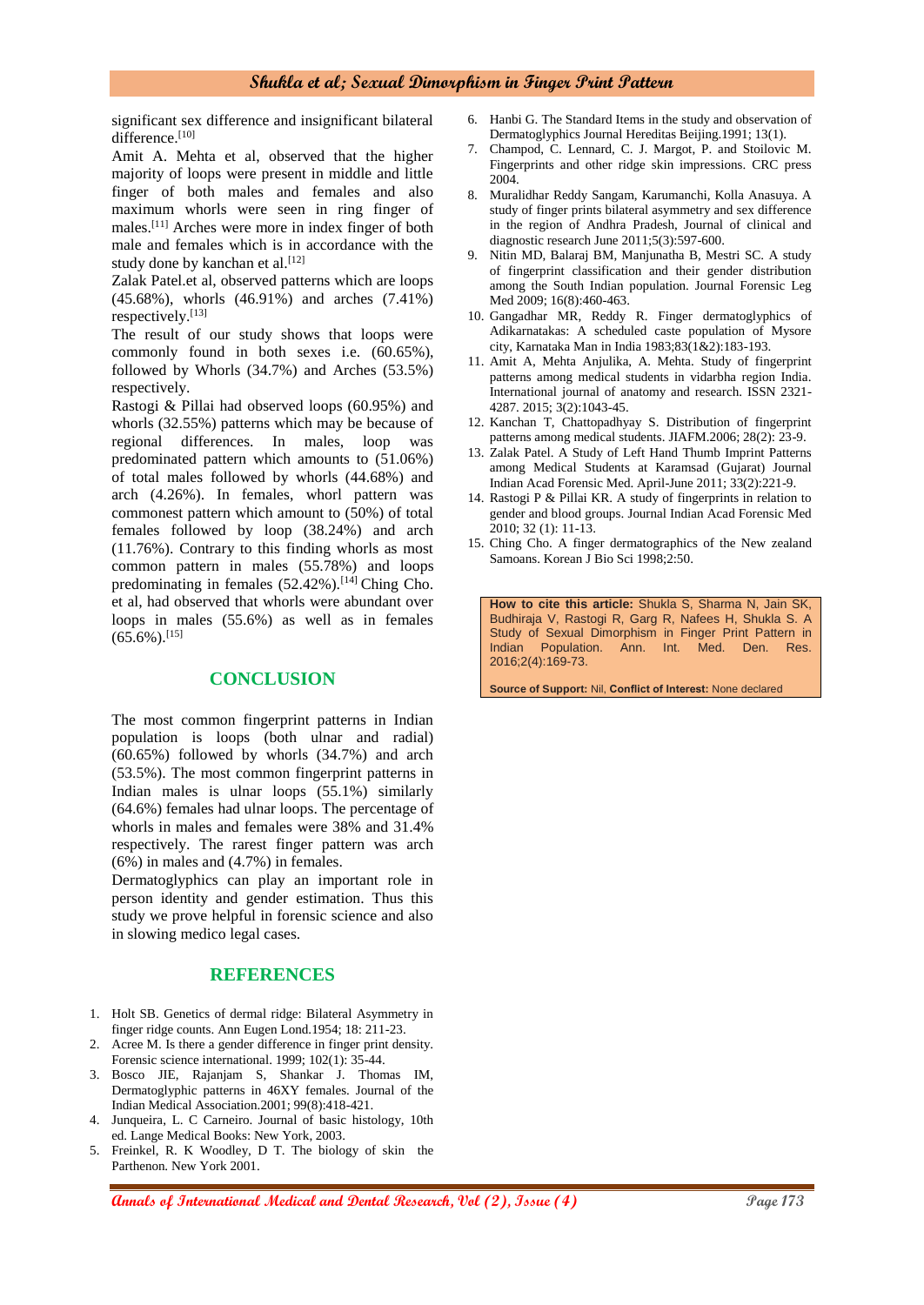significant sex difference and insignificant bilateral difference.[10]

Amit A. Mehta et al, observed that the higher majority of loops were present in middle and little finger of both males and females and also maximum whorls were seen in ring finger of males.[11] Arches were more in index finger of both male and females which is in accordance with the study done by kanchan et al.[12]

Zalak Patel.et al, observed patterns which are loops (45.68%), whorls (46.91%) and arches (7.41%) respectively.[13]

The result of our study shows that loops were commonly found in both sexes i.e. (60.65%), followed by Whorls (34.7%) and Arches (53.5%) respectively.

Rastogi & Pillai had observed loops (60.95%) and whorls (32.55%) patterns which may be because of regional differences. In males, loop was predominated pattern which amounts to (51.06%) of total males followed by whorls (44.68%) and arch (4.26%). In females, whorl pattern was commonest pattern which amount to (50%) of total females followed by loop (38.24%) and arch (11.76%). Contrary to this finding whorls as most common pattern in males (55.78%) and loops predominating in females (52.42%).[14] Ching Cho. et al, had observed that whorls were abundant over loops in males (55.6%) as well as in females (65.6%).[15]

## CONCLUSION

The most common fingerprint patterns in Indian population is loops (both ulnar and radial) (60.65%) followed by whorls (34.7%) and arch (53.5%). The most common fingerprint patterns in Indian males is ulnar loops (55.1%) similarly (64.6%) females had ulnar loops. The percentage of whorls in males and females were 38% and 31.4% respectively. The rarest finger pattern was arch (6%) in males and (4.7%) in females.

Dermatoglyphics can play an important role in person identity and gender estimation. Thus this study we prove helpful in forensic science and also in slowing medico legal cases.

## REFERENCES

1. Holt SB. Genetics of dermal ridge: Bilateral Asymmetry in finger ridge counts. Ann Eugen Lond.1954; 18: 211-23.
2. Acree M. Is there a gender difference in finger print density. Forensic science international. 1999; 102(1): 35-44.
3. Bosco JIE, Rajanjam S, Shankar J. Thomas IM, Dermatoglyphic patterns in 46XY females. Journal of the Indian Medical Association.2001; 99(8):418-421.
4. Junqueira, L. C Carneiro. Journal of basic histology, 10th ed. Lange Medical Books: New York, 2003.
5. Freinkel, R. K Woodley, D T. The biology of skin the Parthenon. New York 2001.
6. Hanbi G. The Standard Items in the study and observation of Dermatoglyphics Journal Hereditas Beijing.1991; 13(1).
7. Champod, C. Lennard, C. J. Margot, P. and Stoilovic M. Fingerprints and other ridge skin impressions. CRC press 2004.
8. Muralidhar Reddy Sangam, Karumanchi, Kolla Anasuya. A study of finger prints bilateral asymmetry and sex difference in the region of Andhra Pradesh, Journal of clinical and diagnostic research June 2011;5(3):597-600.
9. Nitin MD, Balaraj BM, Manjunatha B, Mestri SC. A study of fingerprint classification and their gender distribution among the South Indian population. Journal Forensic Leg Med 2009; 16(8):460-463.
10. Gangadhar MR, Reddy R. Finger dermatoglyphics of Adikarnatakas: A scheduled caste population of Mysore city, Karnataka Man in India 1983;83(1&2):183-193.
11. Amit A, Mehta Anjulika, A. Mehta. Study of fingerprint patterns among medical students in vidarbha region India. International journal of anatomy and research. ISSN 2321-4287. 2015; 3(2):1043-45.
12. Kanchan T, Chattopadhyay S. Distribution of fingerprint patterns among medical students. JIAFM.2006; 28(2): 23-9.
13. Zalak Patel. A Study of Left Hand Thumb Imprint Patterns among Medical Students at Karamsad (Gujarat) Journal Indian Acad Forensic Med. April-June 2011; 33(2):221-9.
14. Rastogi P & Pillai KR. A study of fingerprints in relation to gender and blood groups. Journal Indian Acad Forensic Med 2010; 32 (1): 11-13.
15. Ching Cho. A finger dermatographics of the New zealand Samoans. Korean J Bio Sci 1998;2:50.

**How to cite this article:** Shukla S, Sharma N, Jain SK, Budhiraja V, Rastogi R, Garg R, Nafees H, Shukla S. A Study of Sexual Dimorphism in Finger Print Pattern in Indian Population. Ann. Int. Med. Den. Res. 2016;2(4):169-73.

**Source of Support:** Nil, **Conflict of Interest:** None declared